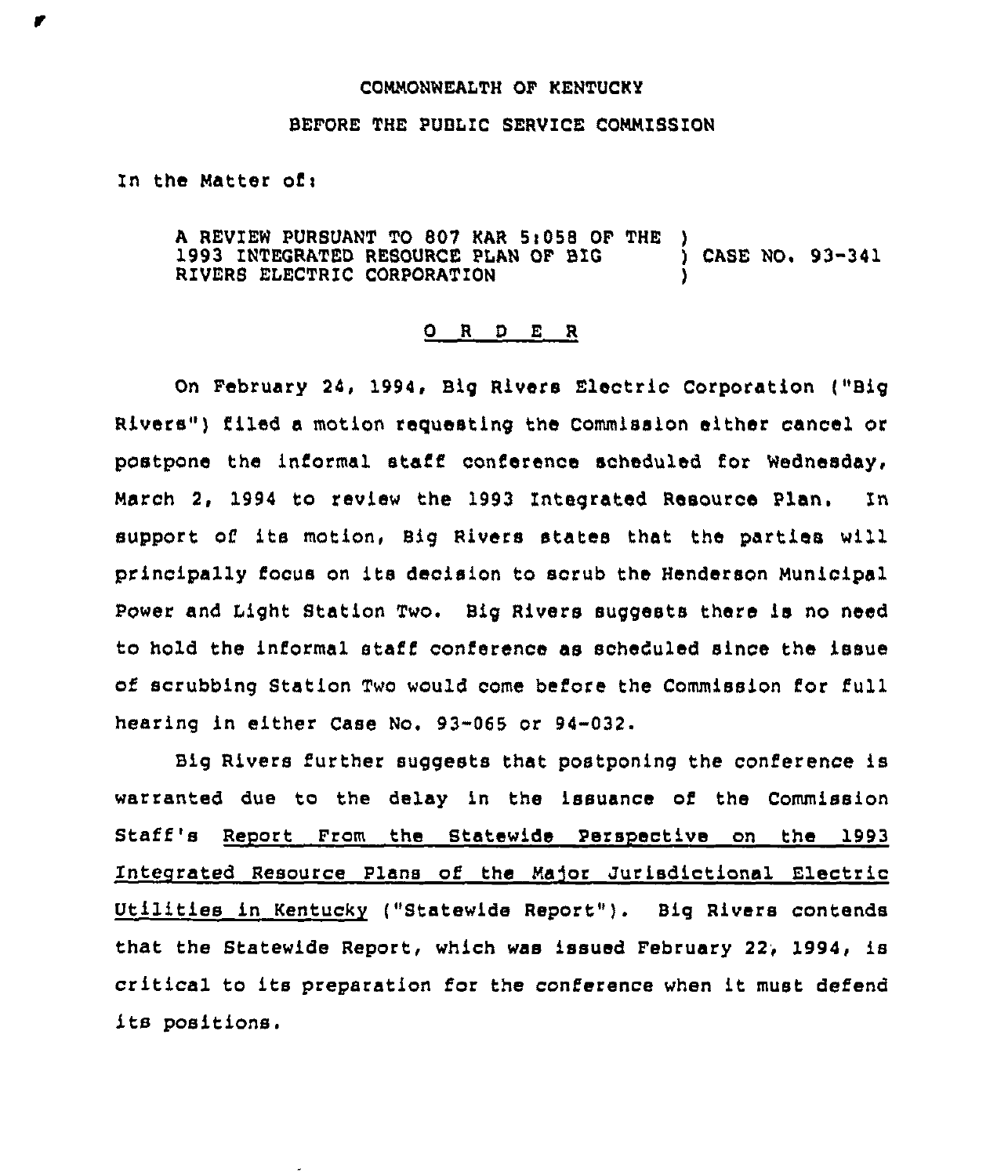COMMONWEALTH OF KENTUCKY

BEFORE THE PUBLIC SERVICE COMMISSION

In the Matter of:

A REVIEW PURSUANT TO 807 KAR 5:058 OF THE 1993 INTEGRATED RESOURCE PLAN OF BIG RIVERS ELECTRIC CORPORATION ) CASE NO. 93-341

O R D E R

On February 24, 1994, Big Rivers Electric Corporation ("Big Rivers") filed a motion requesting the Commission either cancel or postpone the informal staff conference scheduled for Wednesday, March 2, 1994 to review the 1993 Integrated Resource Plan. In support of its motion, Big Rivers states that the parties will principally focus on its decision to scrub the Henderson Municipal Power and Light Station Two. Big Rivers suggests there is no need to hold the informal staff conference as scheduled since the issue of scrubbing Station Two would come before the Commission for full hearing in either Case No. 93-065 or 94-032.

Big Rivers further suggests that postponing the conference is warranted due to the delay in the issuance of the Commission Staff's Report From the Statewide Perspective on the 1993 Integrated Resource Plans of the Major Jurisdictional Electric Utilities in Kentucky ("Statewide Report"). Big Rivers contends that the Statewide Report, which was issued February 22, 1994, is critical to its preparation for the conference when it must defend its positions.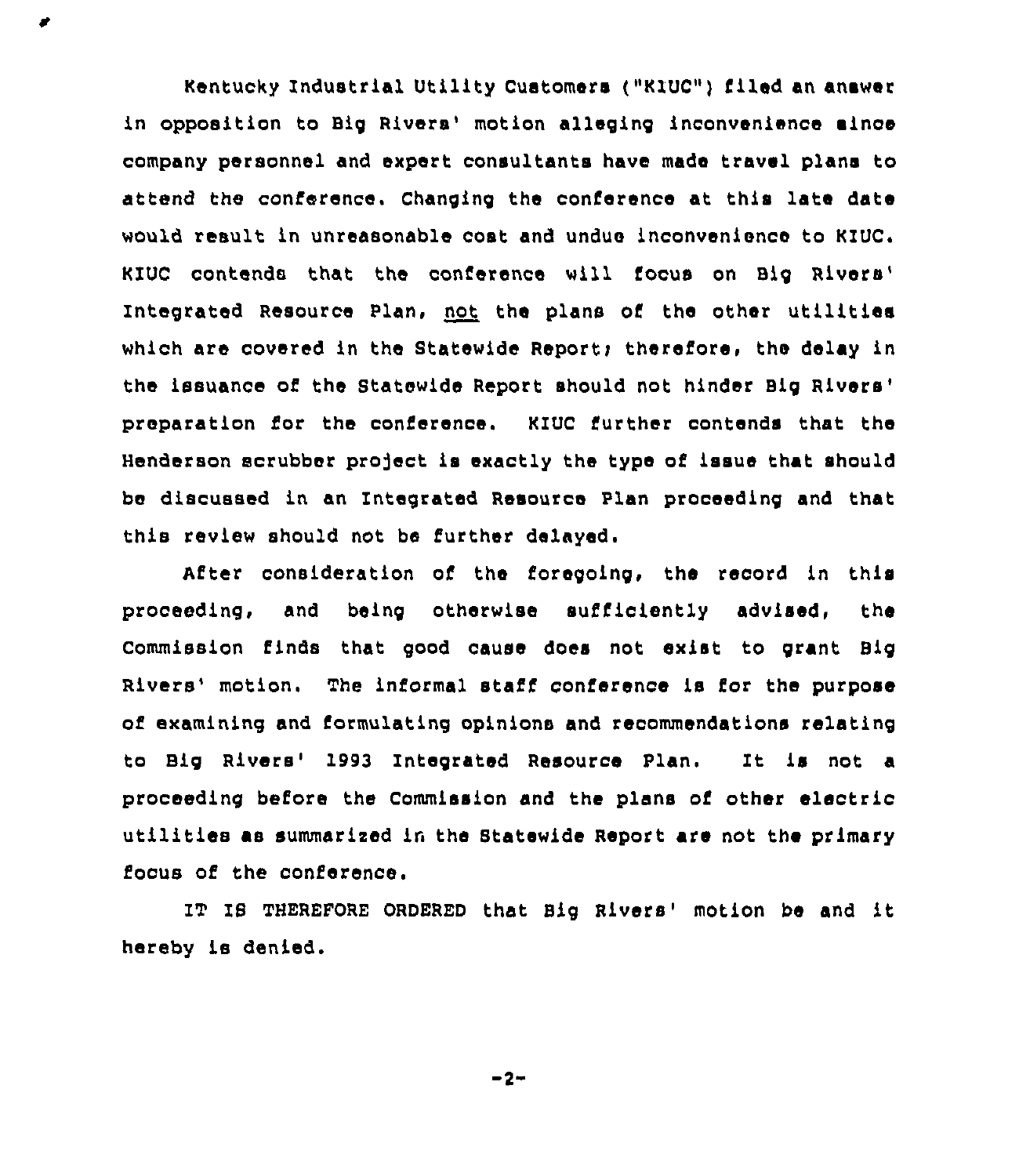Kentucky Industrial Utility Customers ("KIUC") filed an answer in opposition to Big Rivers' motion alleging inconvenience since company personnel and expert consultants have made travel plans to attend the conference. Changing the conference at this late date would result in unreasonable cost and undue inconvenience to KIUC. KIUC contends that the conference will focus on Big Rivers' Integrated Resource Plan, not the plans of the other utilities which are covered in the Statewide Report; therefore, the delay in the issuance of the Statewide Report should not hinder Big Rivers' preparation for the conference. KIUC further contends that the Henderson scrubber project is exactly the type of issue that should be discussed in an Integrated Resource Plan proceeding and that this review should not be further delayed.

After consideration of the foregoing, the record in this proceeding, and being otherwise sufficiently advised, the Commission finds that good cause does not exist to grant Big Rivers' motion. The informal staff conference is for the purpose of examining and formulating opinions and recommendations relating to Big Rivers' 1993 Integrated Resource Plan. It is not a proceeding before the Commission and the plans of other electric utilities as summarized in the Statewide Report are not the primary focus of the conference.

IT IS THEREFORE ORDERED that Big Rivers' motion be and it hereby is denied.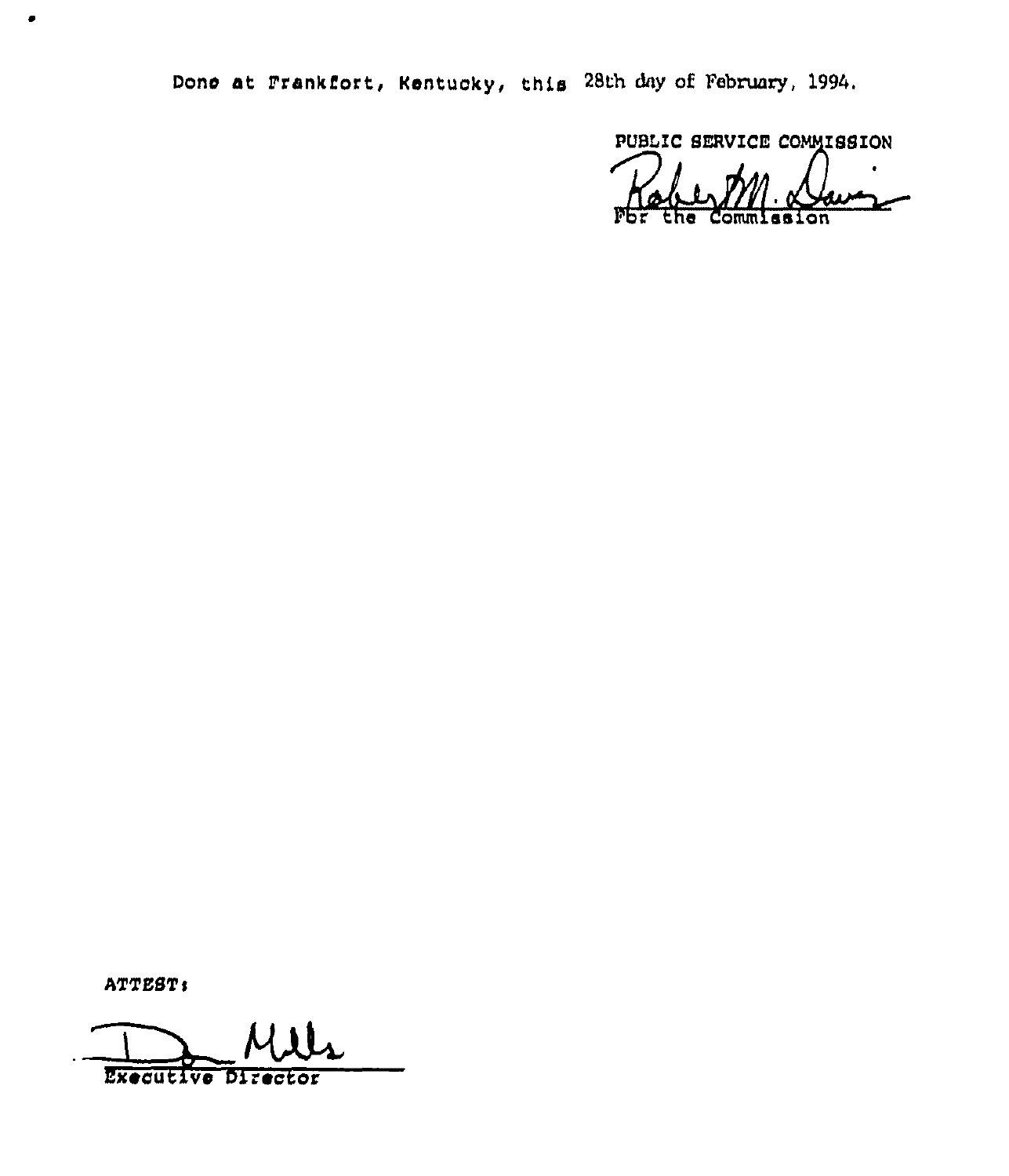Done at Frankfort, Kentucky, this 28th day of February, 1994.

PUBLIC SERVICE COMMISSION

For the Commission

ATTEST:

Executive Director